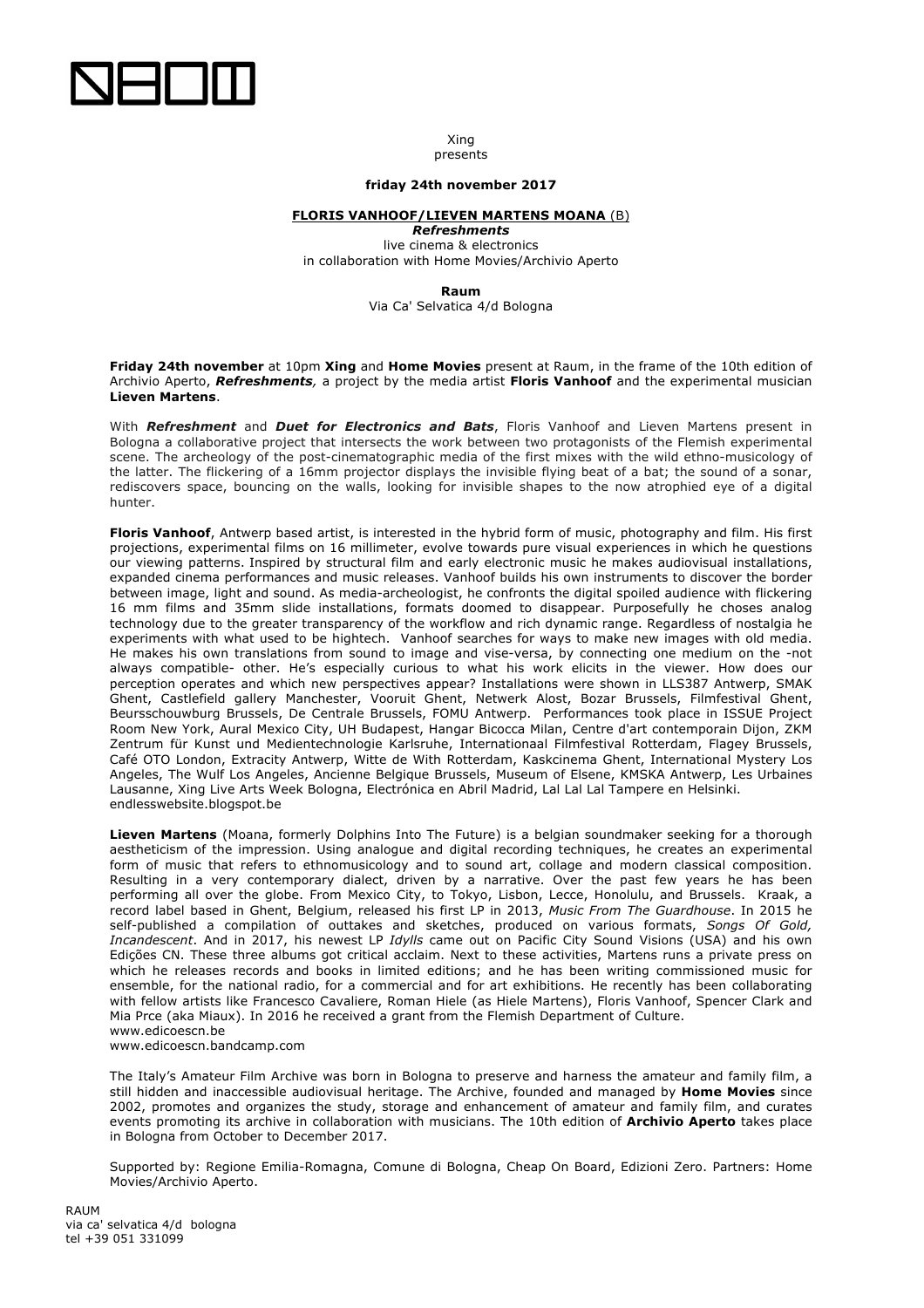Xing
presents

**friday 24th november 2017**

**FLORIS VANHOOF/LIEVEN MARTENS MOANA** (B)
***Refreshments***
live cinema & electronics
in collaboration with Home Movies/Archivio Aperto

**Raum**
Via Ca' Selvatica 4/d Bologna

**Friday 24th november** at 10pm **Xing** and **Home Movies** present at Raum, in the frame of the 10th edition of Archivio Aperto, ***Refreshments****,* a project by the media artist **Floris Vanhoof** and the experimental musician **Lieven Martens**.

With ***Refreshment*** and ***Duet for Electronics and Bats***, Floris Vanhoof and Lieven Martens present in Bologna a collaborative project that intersects the work between two protagonists of the Flemish experimental scene. The archeology of the post-cinematographic media of the first mixes with the wild ethno-musicology of the latter. The flickering of a 16mm projector displays the invisible flying beat of a bat; the sound of a sonar, rediscovers space, bouncing on the walls, looking for invisible shapes to the now atrophied eye of a digital hunter.

**Floris Vanhoof**, Antwerp based artist, is interested in the hybrid form of music, photography and film. His first projections, experimental films on 16 millimeter, evolve towards pure visual experiences in which he questions our viewing patterns. Inspired by structural film and early electronic music he makes audiovisual installations, expanded cinema performances and music releases. Vanhoof builds his own instruments to discover the border between image, light and sound. As media-archeologist, he confronts the digital spoiled audience with flickering 16 mm films and 35mm slide installations, formats doomed to disappear. Purposefully he choses analog technology due to the greater transparency of the workflow and rich dynamic range. Regardless of nostalgia he experiments with what used to be hightech. Vanhoof searches for ways to make new images with old media. He makes his own translations from sound to image and vise-versa, by connecting one medium on the -not always compatible- other. He's especially curious to what his work elicits in the viewer. How does our perception operates and which new perspectives appear? Installations were shown in LLS387 Antwerp, SMAK Ghent, Castlefield gallery Manchester, Vooruit Ghent, Netwerk Alost, Bozar Brussels, Filmfestival Ghent, Beursschouwburg Brussels, De Centrale Brussels, FOMU Antwerp. Performances took place in ISSUE Project Room New York, Aural Mexico City, UH Budapest, Hangar Bicocca Milan, Centre d'art contemporain Dijon, ZKM Zentrum für Kunst und Medientechnologie Karlsruhe, Internationaal Filmfestival Rotterdam, Flagey Brussels, Café OTO London, Extracity Antwerp, Witte de With Rotterdam, Kaskcinema Ghent, International Mystery Los Angeles, The Wulf Los Angeles, Ancienne Belgique Brussels, Museum of Elsene, KMSKA Antwerp, Les Urbaines Lausanne, Xing Live Arts Week Bologna, Electrónica en Abril Madrid, Lal Lal Lal Tampere en Helsinki.
endlesswebsite.blogspot.be

**Lieven Martens** (Moana, formerly Dolphins Into The Future) is a belgian soundmaker seeking for a thorough aestheticism of the impression. Using analogue and digital recording techniques, he creates an experimental form of music that refers to ethnomusicology and to sound art, collage and modern classical composition. Resulting in a very contemporary dialect, driven by a narrative. Over the past few years he has been performing all over the globe. From Mexico City, to Tokyo, Lisbon, Lecce, Honolulu, and Brussels. Kraak, a record label based in Ghent, Belgium, released his first LP in 2013, *Music From The Guardhouse*. In 2015 he self-published a compilation of outtakes and sketches, produced on various formats, *Songs Of Gold, Incandescent*. And in 2017, his newest LP *Idylls* came out on Pacific City Sound Visions (USA) and his own Edições CN. These three albums got critical acclaim. Next to these activities, Martens runs a private press on which he releases records and books in limited editions; and he has been writing commissioned music for ensemble, for the national radio, for a commercial and for art exhibitions. He recently has been collaborating with fellow artists like Francesco Cavaliere, Roman Hiele (as Hiele Martens), Floris Vanhoof, Spencer Clark and Mia Prce (aka Miaux). In 2016 he received a grant from the Flemish Department of Culture.
www.edicoescn.be
www.edicoescn.bandcamp.com

The Italy's Amateur Film Archive was born in Bologna to preserve and harness the amateur and family film, a still hidden and inaccessible audiovisual heritage. The Archive, founded and managed by **Home Movies** since 2002, promotes and organizes the study, storage and enhancement of amateur and family film, and curates events promoting its archive in collaboration with musicians. The 10th edition of **Archivio Aperto** takes place in Bologna from October to December 2017.

Supported by: Regione Emilia-Romagna, Comune di Bologna, Cheap On Board, Edizioni Zero. Partners: Home Movies/Archivio Aperto.

RAUM
via ca' selvatica 4/d bologna
tel +39 051 331099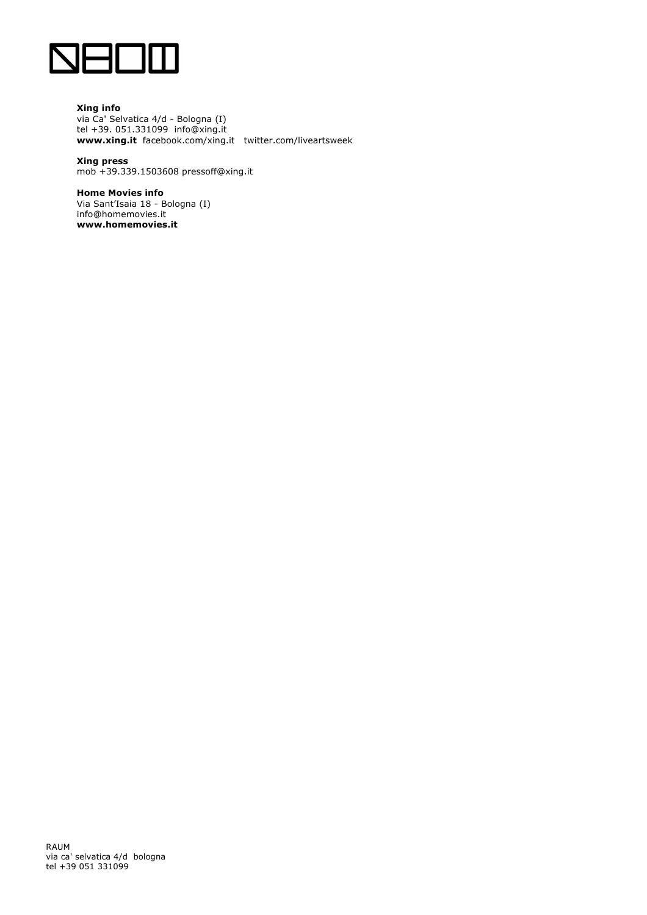**Xing info**
via Ca' Selvatica 4/d - Bologna (I)
tel +39. 051.331099 info@xing.it
**www.xing.it** facebook.com/xing.it twitter.com/liveartsweek

**Xing press**
mob +39.339.1503608 pressoff@xing.it

**Home Movies info**
Via Sant'Isaia 18 - Bologna (I)
info@homemovies.it
**www.homemovies.it**

RAUM
via ca' selvatica 4/d bologna
tel +39 051 331099